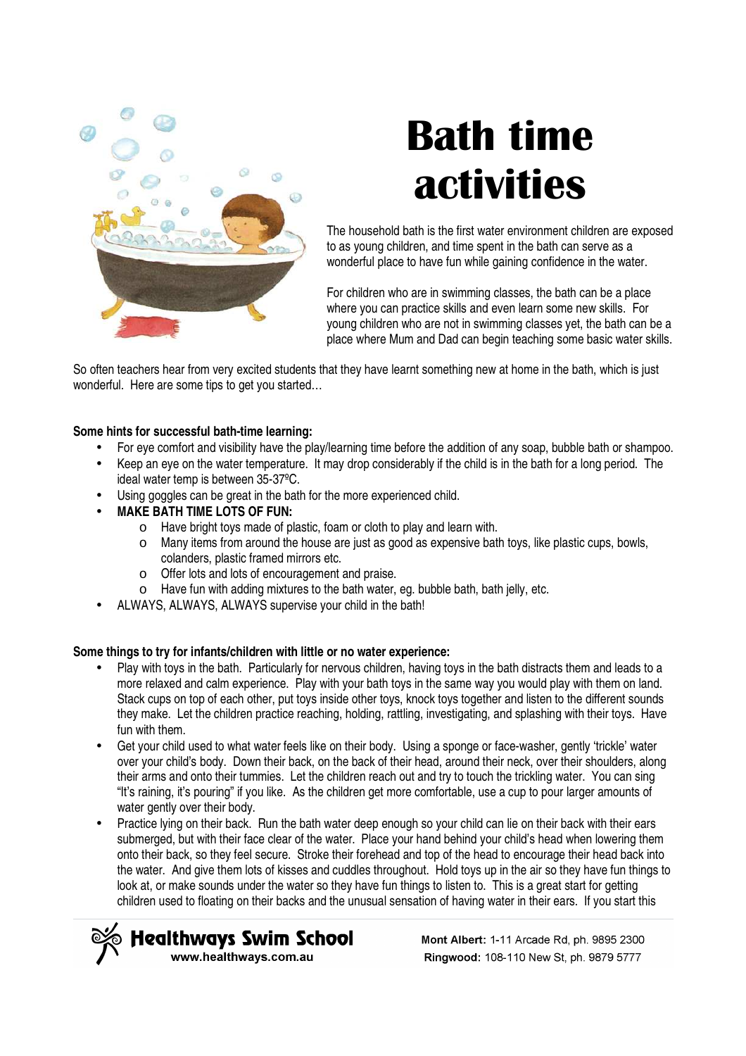# Bath time activities

The household bath is the first water environment children are exposed to as young children, and time spent in the bath can serve as a wonderful place to have fun while gaining confidence in the water.

For children who are in swimming classes, the bath can be a place where you can practice skills and even learn some new skills. For young children who are not in swimming classes yet, the bath can be a place where Mum and Dad can begin teaching some basic water skills.

So often teachers hear from very excited students that they have learnt something new at home in the bath, which is just wonderful. Here are some tips to get you started…

**Some hints for successful bath-time learning:**

- For eye comfort and visibility have the play/learning time before the addition of any soap, bubble bath or shampoo.
- Keep an eye on the water temperature. It may drop considerably if the child is in the bath for a long period. The ideal water temp is between 35-37ºC.
- Using goggles can be great in the bath for the more experienced child.
- **MAKE BATH TIME LOTS OF FUN:**
  - Have bright toys made of plastic, foam or cloth to play and learn with.
  - Many items from around the house are just as good as expensive bath toys, like plastic cups, bowls, colanders, plastic framed mirrors etc.
  - Offer lots and lots of encouragement and praise.
  - Have fun with adding mixtures to the bath water, eg. bubble bath, bath jelly, etc.
- ALWAYS, ALWAYS, ALWAYS supervise your child in the bath!

**Some things to try for infants/children with little or no water experience:**

- Play with toys in the bath. Particularly for nervous children, having toys in the bath distracts them and leads to a more relaxed and calm experience. Play with your bath toys in the same way you would play with them on land. Stack cups on top of each other, put toys inside other toys, knock toys together and listen to the different sounds they make. Let the children practice reaching, holding, rattling, investigating, and splashing with their toys. Have fun with them.
- Get your child used to what water feels like on their body. Using a sponge or face-washer, gently 'trickle' water over your child's body. Down their back, on the back of their head, around their neck, over their shoulders, along their arms and onto their tummies. Let the children reach out and try to touch the trickling water. You can sing "It's raining, it's pouring" if you like. As the children get more comfortable, use a cup to pour larger amounts of water gently over their body.
- Practice lying on their back. Run the bath water deep enough so your child can lie on their back with their ears submerged, but with their face clear of the water. Place your hand behind your child's head when lowering them onto their back, so they feel secure. Stroke their forehead and top of the head to encourage their head back into the water. And give them lots of kisses and cuddles throughout. Hold toys up in the air so they have fun things to look at, or make sounds under the water so they have fun things to listen to. This is a great start for getting children used to floating on their backs and the unusual sensation of having water in their ears. If you start this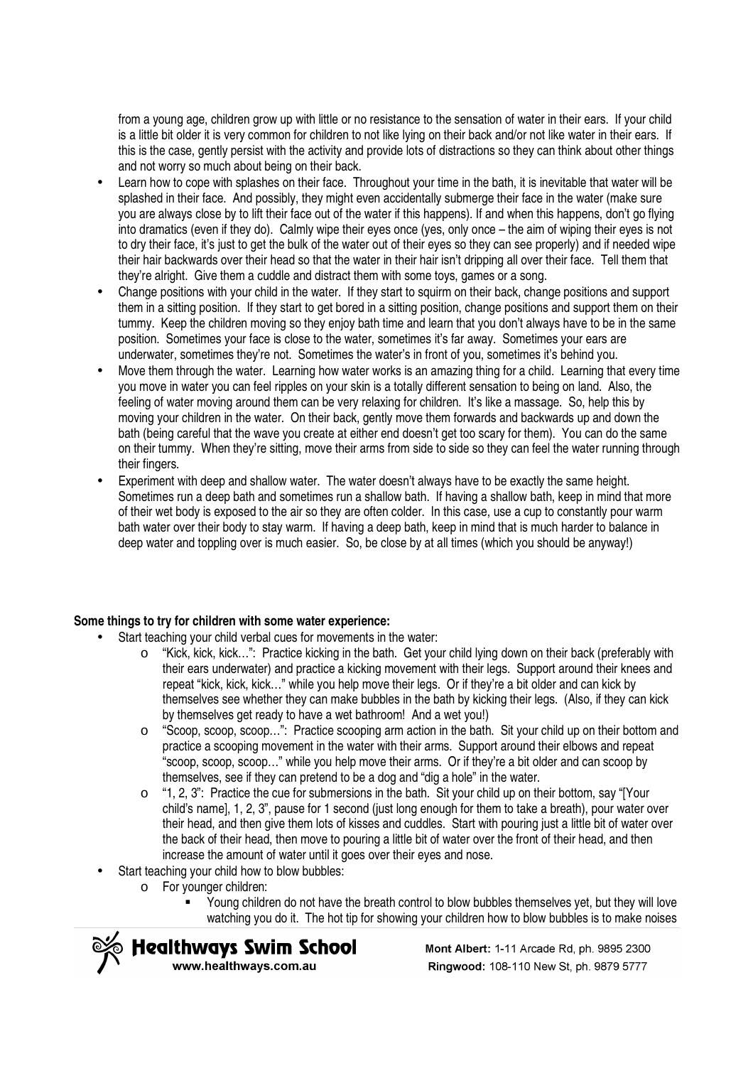from a young age, children grow up with little or no resistance to the sensation of water in their ears. If your child is a little bit older it is very common for children to not like lying on their back and/or not like water in their ears. If this is the case, gently persist with the activity and provide lots of distractions so they can think about other things and not worry so much about being on their back.

- Learn how to cope with splashes on their face. Throughout your time in the bath, it is inevitable that water will be splashed in their face. And possibly, they might even accidentally submerge their face in the water (make sure you are always close by to lift their face out of the water if this happens). If and when this happens, don't go flying into dramatics (even if they do). Calmly wipe their eyes once (yes, only once – the aim of wiping their eyes is not to dry their face, it's just to get the bulk of the water out of their eyes so they can see properly) and if needed wipe their hair backwards over their head so that the water in their hair isn't dripping all over their face. Tell them that they're alright. Give them a cuddle and distract them with some toys, games or a song.
- Change positions with your child in the water. If they start to squirm on their back, change positions and support them in a sitting position. If they start to get bored in a sitting position, change positions and support them on their tummy. Keep the children moving so they enjoy bath time and learn that you don't always have to be in the same position. Sometimes your face is close to the water, sometimes it's far away. Sometimes your ears are underwater, sometimes they're not. Sometimes the water's in front of you, sometimes it's behind you.
- Move them through the water. Learning how water works is an amazing thing for a child. Learning that every time you move in water you can feel ripples on your skin is a totally different sensation to being on land. Also, the feeling of water moving around them can be very relaxing for children. It's like a massage. So, help this by moving your children in the water. On their back, gently move them forwards and backwards up and down the bath (being careful that the wave you create at either end doesn't get too scary for them). You can do the same on their tummy. When they're sitting, move their arms from side to side so they can feel the water running through their fingers.
- Experiment with deep and shallow water. The water doesn't always have to be exactly the same height. Sometimes run a deep bath and sometimes run a shallow bath. If having a shallow bath, keep in mind that more of their wet body is exposed to the air so they are often colder. In this case, use a cup to constantly pour warm bath water over their body to stay warm. If having a deep bath, keep in mind that is much harder to balance in deep water and toppling over is much easier. So, be close by at all times (which you should be anyway!)

**Some things to try for children with some water experience:**

- Start teaching your child verbal cues for movements in the water:
  - "Kick, kick, kick…": Practice kicking in the bath. Get your child lying down on their back (preferably with their ears underwater) and practice a kicking movement with their legs. Support around their knees and repeat "kick, kick, kick…" while you help move their legs. Or if they're a bit older and can kick by themselves see whether they can make bubbles in the bath by kicking their legs. (Also, if they can kick by themselves get ready to have a wet bathroom! And a wet you!)
  - "Scoop, scoop, scoop…": Practice scooping arm action in the bath. Sit your child up on their bottom and practice a scooping movement in the water with their arms. Support around their elbows and repeat "scoop, scoop, scoop…" while you help move their arms. Or if they're a bit older and can scoop by themselves, see if they can pretend to be a dog and "dig a hole" in the water.
  - "1, 2, 3": Practice the cue for submersions in the bath. Sit your child up on their bottom, say "[Your child's name], 1, 2, 3", pause for 1 second (just long enough for them to take a breath), pour water over their head, and then give them lots of kisses and cuddles. Start with pouring just a little bit of water over the back of their head, then move to pouring a little bit of water over the front of their head, and then increase the amount of water until it goes over their eyes and nose.
- Start teaching your child how to blow bubbles:
  - For younger children:
    - Young children do not have the breath control to blow bubbles themselves yet, but they will love watching you do it. The hot tip for showing your children how to blow bubbles is to make noises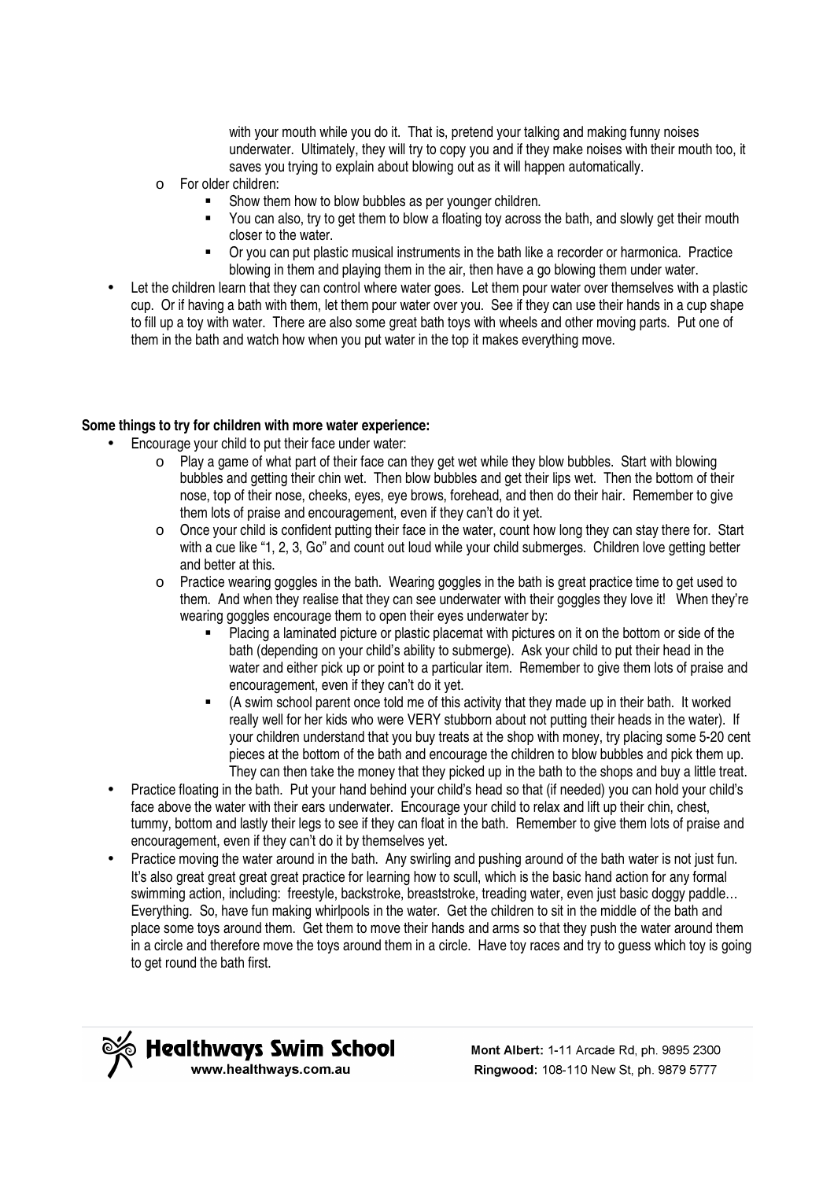with your mouth while you do it. That is, pretend your talking and making funny noises underwater. Ultimately, they will try to copy you and if they make noises with their mouth too, it saves you trying to explain about blowing out as it will happen automatically.

  - For older children:
    - Show them how to blow bubbles as per younger children.
    - You can also, try to get them to blow a floating toy across the bath, and slowly get their mouth closer to the water.
    - Or you can put plastic musical instruments in the bath like a recorder or harmonica. Practice blowing in them and playing them in the air, then have a go blowing them under water.
- Let the children learn that they can control where water goes. Let them pour water over themselves with a plastic cup. Or if having a bath with them, let them pour water over you. See if they can use their hands in a cup shape to fill up a toy with water. There are also some great bath toys with wheels and other moving parts. Put one of them in the bath and watch how when you put water in the top it makes everything move.

**Some things to try for children with more water experience:**

- Encourage your child to put their face under water:
  - Play a game of what part of their face can they get wet while they blow bubbles. Start with blowing bubbles and getting their chin wet. Then blow bubbles and get their lips wet. Then the bottom of their nose, top of their nose, cheeks, eyes, eye brows, forehead, and then do their hair. Remember to give them lots of praise and encouragement, even if they can't do it yet.
  - Once your child is confident putting their face in the water, count how long they can stay there for. Start with a cue like "1, 2, 3, Go" and count out loud while your child submerges. Children love getting better and better at this.
  - Practice wearing goggles in the bath. Wearing goggles in the bath is great practice time to get used to them. And when they realise that they can see underwater with their goggles they love it! When they're wearing goggles encourage them to open their eyes underwater by:
    - Placing a laminated picture or plastic placemat with pictures on it on the bottom or side of the bath (depending on your child's ability to submerge). Ask your child to put their head in the water and either pick up or point to a particular item. Remember to give them lots of praise and encouragement, even if they can't do it yet.
    - (A swim school parent once told me of this activity that they made up in their bath. It worked really well for her kids who were VERY stubborn about not putting their heads in the water). If your children understand that you buy treats at the shop with money, try placing some 5-20 cent pieces at the bottom of the bath and encourage the children to blow bubbles and pick them up. They can then take the money that they picked up in the bath to the shops and buy a little treat.
- Practice floating in the bath. Put your hand behind your child's head so that (if needed) you can hold your child's face above the water with their ears underwater. Encourage your child to relax and lift up their chin, chest, tummy, bottom and lastly their legs to see if they can float in the bath. Remember to give them lots of praise and encouragement, even if they can't do it by themselves yet.
- Practice moving the water around in the bath. Any swirling and pushing around of the bath water is not just fun. It's also great great great great practice for learning how to scull, which is the basic hand action for any formal swimming action, including: freestyle, backstroke, breaststroke, treading water, even just basic doggy paddle… Everything. So, have fun making whirlpools in the water. Get the children to sit in the middle of the bath and place some toys around them. Get them to move their hands and arms so that they push the water around them in a circle and therefore move the toys around them in a circle. Have toy races and try to guess which toy is going to get round the bath first.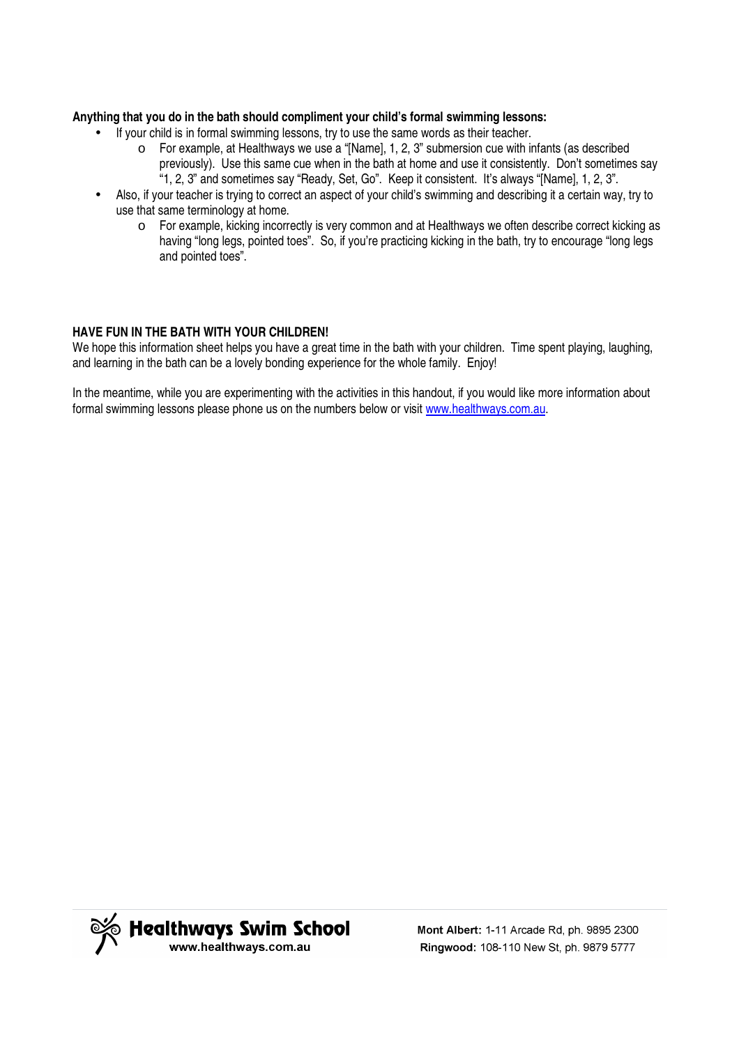**Anything that you do in the bath should compliment your child's formal swimming lessons:**

- If your child is in formal swimming lessons, try to use the same words as their teacher.
  - For example, at Healthways we use a "[Name], 1, 2, 3" submersion cue with infants (as described previously). Use this same cue when in the bath at home and use it consistently. Don't sometimes say "1, 2, 3" and sometimes say "Ready, Set, Go". Keep it consistent. It's always "[Name], 1, 2, 3".
- Also, if your teacher is trying to correct an aspect of your child's swimming and describing it a certain way, try to use that same terminology at home.
  - For example, kicking incorrectly is very common and at Healthways we often describe correct kicking as having "long legs, pointed toes". So, if you're practicing kicking in the bath, try to encourage "long legs and pointed toes".

**HAVE FUN IN THE BATH WITH YOUR CHILDREN!**

We hope this information sheet helps you have a great time in the bath with your children. Time spent playing, laughing, and learning in the bath can be a lovely bonding experience for the whole family. Enjoy!

In the meantime, while you are experimenting with the activities in this handout, if you would like more information about formal swimming lessons please phone us on the numbers below or visit www.healthways.com.au.

**Healthways Swim School**
www.healthways.com.au

**Mont Albert:** 1-11 Arcade Rd, ph. 9895 2300
**Ringwood:** 108-110 New St, ph. 9879 5777